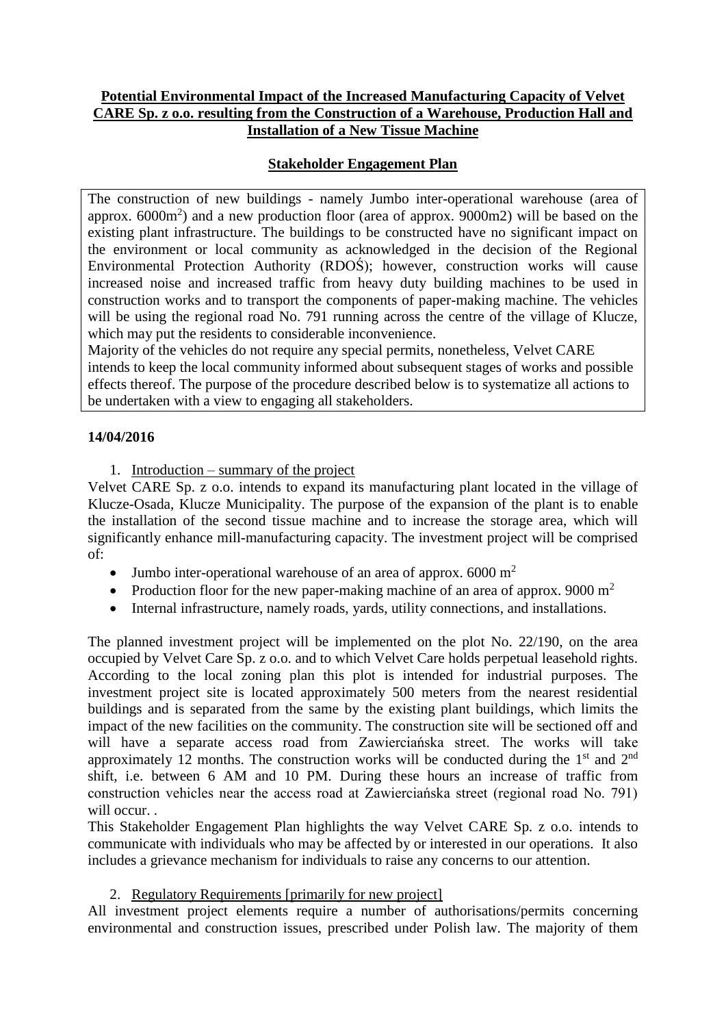**Potential Environmental Impact of the Increased Manufacturing Capacity of Velvet CARE Sp. z o.o. resulting from the Construction of a Warehouse, Production Hall and Installation of a New Tissue Machine**

**Stakeholder Engagement Plan**

The construction of new buildings - namely Jumbo inter-operational warehouse (area of approx. 6000m$^2$) and a new production floor (area of approx. 9000m2) will be based on the existing plant infrastructure. The buildings to be constructed have no significant impact on the environment or local community as acknowledged in the decision of the Regional Environmental Protection Authority (RDOŚ); however, construction works will cause increased noise and increased traffic from heavy duty building machines to be used in construction works and to transport the components of paper-making machine. The vehicles will be using the regional road No. 791 running across the centre of the village of Klucze, which may put the residents to considerable inconvenience.
Majority of the vehicles do not require any special permits, nonetheless, Velvet CARE intends to keep the local community informed about subsequent stages of works and possible effects thereof. The purpose of the procedure described below is to systematize all actions to be undertaken with a view to engaging all stakeholders.

**14/04/2016**

1. Introduction – summary of the project

Velvet CARE Sp. z o.o. intends to expand its manufacturing plant located in the village of Klucze-Osada, Klucze Municipality. The purpose of the expansion of the plant is to enable the installation of the second tissue machine and to increase the storage area, which will significantly enhance mill-manufacturing capacity. The investment project will be comprised of:

- Jumbo inter-operational warehouse of an area of approx. 6000 m$^2$
- Production floor for the new paper-making machine of an area of approx. 9000 m$^2$
- Internal infrastructure, namely roads, yards, utility connections, and installations.

The planned investment project will be implemented on the plot No. 22/190, on the area occupied by Velvet Care Sp. z o.o. and to which Velvet Care holds perpetual leasehold rights. According to the local zoning plan this plot is intended for industrial purposes. The investment project site is located approximately 500 meters from the nearest residential buildings and is separated from the same by the existing plant buildings, which limits the impact of the new facilities on the community. The construction site will be sectioned off and will have a separate access road from Zawierciańska street. The works will take approximately 12 months. The construction works will be conducted during the 1st and 2nd shift, i.e. between 6 AM and 10 PM. During these hours an increase of traffic from construction vehicles near the access road at Zawierciańska street (regional road No. 791) will occur. .

This Stakeholder Engagement Plan highlights the way Velvet CARE Sp. z o.o. intends to communicate with individuals who may be affected by or interested in our operations. It also includes a grievance mechanism for individuals to raise any concerns to our attention.

2. Regulatory Requirements [primarily for new project]

All investment project elements require a number of authorisations/permits concerning environmental and construction issues, prescribed under Polish law. The majority of them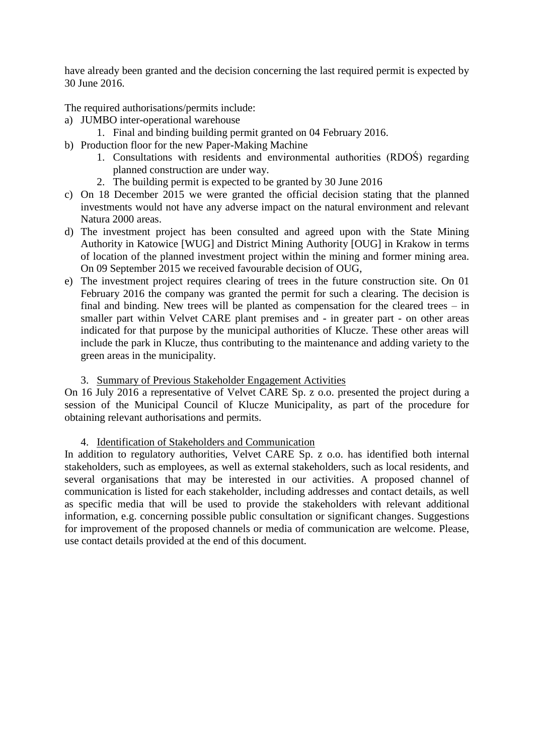have already been granted and the decision concerning the last required permit is expected by 30 June 2016.

The required authorisations/permits include:

a) JUMBO inter-operational warehouse
   1. Final and binding building permit granted on 04 February 2016.
b) Production floor for the new Paper-Making Machine
   1. Consultations with residents and environmental authorities (RDOŚ) regarding planned construction are under way.
   2. The building permit is expected to be granted by 30 June 2016
c) On 18 December 2015 we were granted the official decision stating that the planned investments would not have any adverse impact on the natural environment and relevant Natura 2000 areas.
d) The investment project has been consulted and agreed upon with the State Mining Authority in Katowice [WUG] and District Mining Authority [OUG] in Krakow in terms of location of the planned investment project within the mining and former mining area. On 09 September 2015 we received favourable decision of OUG,
e) The investment project requires clearing of trees in the future construction site. On 01 February 2016 the company was granted the permit for such a clearing. The decision is final and binding. New trees will be planted as compensation for the cleared trees – in smaller part within Velvet CARE plant premises and - in greater part - on other areas indicated for that purpose by the municipal authorities of Klucze. These other areas will include the park in Klucze, thus contributing to the maintenance and adding variety to the green areas in the municipality.

3. Summary of Previous Stakeholder Engagement Activities

On 16 July 2016 a representative of Velvet CARE Sp. z o.o. presented the project during a session of the Municipal Council of Klucze Municipality, as part of the procedure for obtaining relevant authorisations and permits.

4. Identification of Stakeholders and Communication

In addition to regulatory authorities, Velvet CARE Sp. z o.o. has identified both internal stakeholders, such as employees, as well as external stakeholders, such as local residents, and several organisations that may be interested in our activities. A proposed channel of communication is listed for each stakeholder, including addresses and contact details, as well as specific media that will be used to provide the stakeholders with relevant additional information, e.g. concerning possible public consultation or significant changes. Suggestions for improvement of the proposed channels or media of communication are welcome. Please, use contact details provided at the end of this document.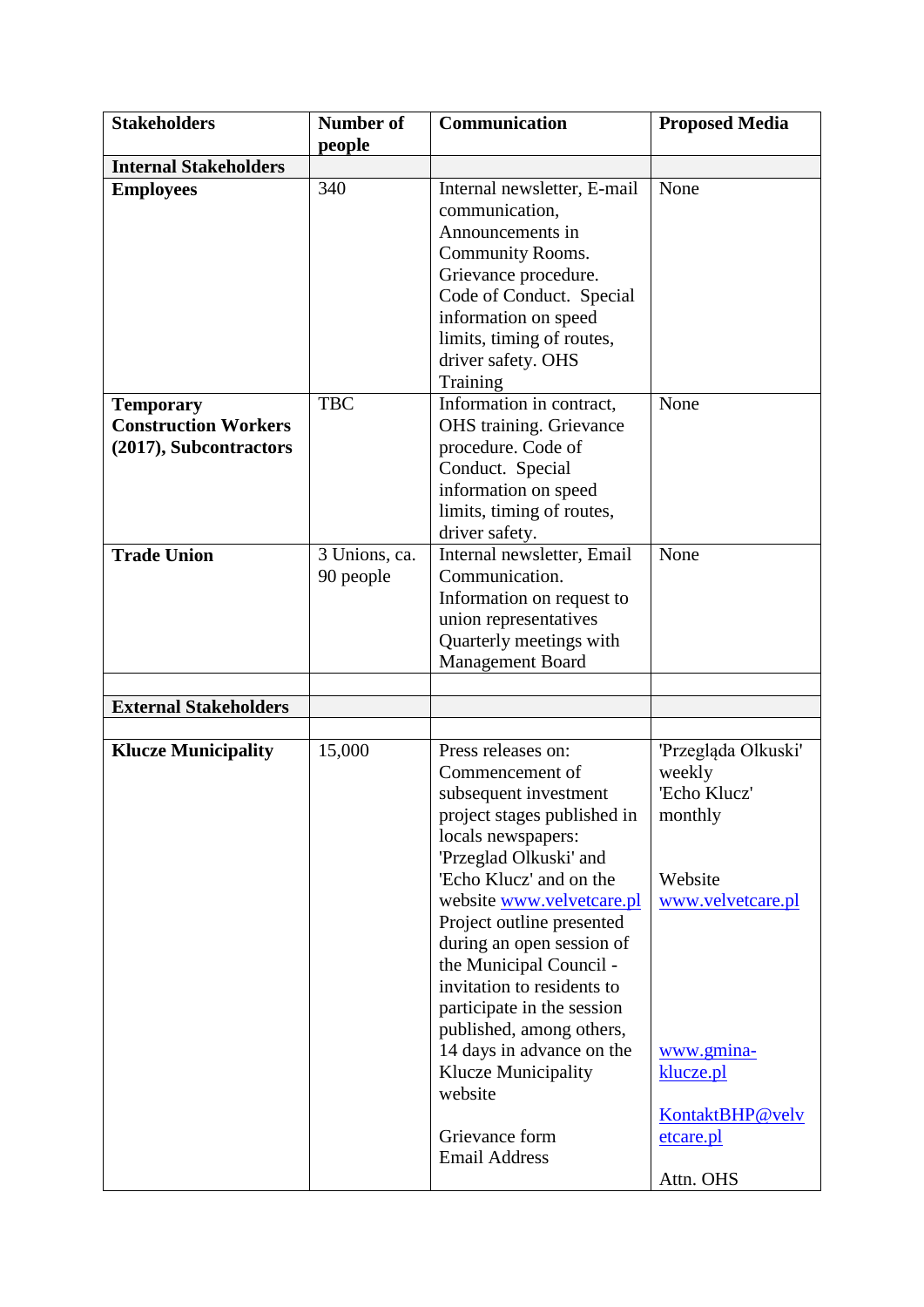| **Stakeholders** | **Number of people** | **Communication** | **Proposed Media** |
|---|---|---|---|
| **Internal Stakeholders** | | | |
| **Employees** | 340 | Internal newsletter, E-mail communication, Announcements in Community Rooms. Grievance procedure. Code of Conduct. Special information on speed limits, timing of routes, driver safety. OHS Training | None |
| **Temporary Construction Workers (2017), Subcontractors** | TBC | Information in contract, OHS training. Grievance procedure. Code of Conduct. Special information on speed limits, timing of routes, driver safety. | None |
| **Trade Union** | 3 Unions, ca. 90 people | Internal newsletter, Email Communication. Information on request to union representatives Quarterly meetings with Management Board | None |
| | | | |
| **External Stakeholders** | | | |
| | | | |
| **Klucze Municipality** | 15,000 | Press releases on: Commencement of subsequent investment project stages published in locals newspapers: 'Przeglad Olkuski' and 'Echo Klucz' and on the website www.velvetcare.pl Project outline presented during an open session of the Municipal Council - invitation to residents to participate in the session published, among others, 14 days in advance on the Klucze Municipality website<br><br>Grievance form Email Address | 'Przegląda Olkuski' weekly 'Echo Klucz' monthly<br><br>Website www.velvetcare.pl<br><br>www.gmina-klucze.pl<br><br>KontaktBHP@velvetcare.pl<br><br>Attn. OHS |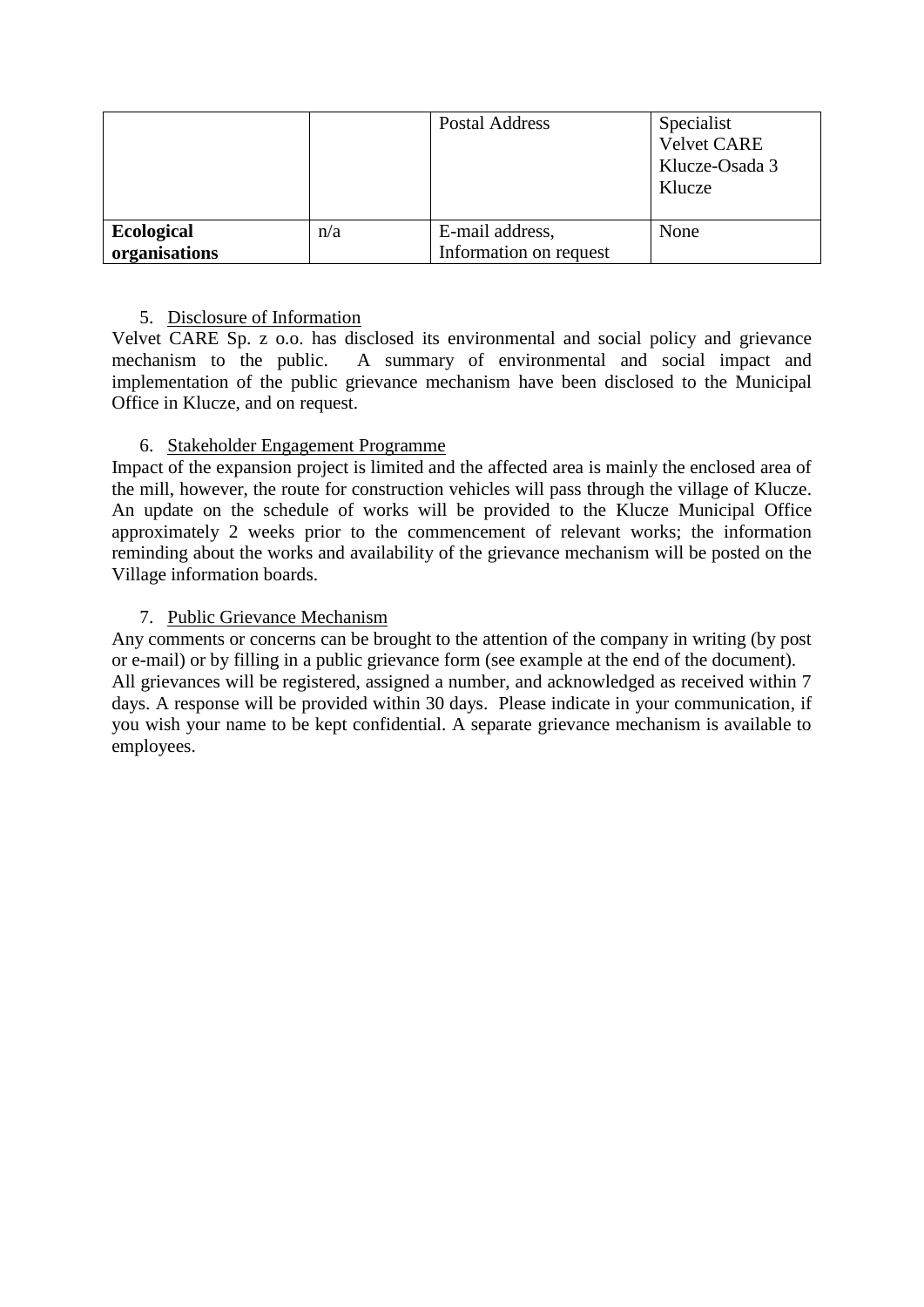| | | | |
|---|---|---|---|
| | | Postal Address | Specialist<br>Velvet CARE<br>Klucze-Osada 3<br>Klucze |
| **Ecological organisations** | n/a | E-mail address, Information on request | None |

5. <u>Disclosure of Information</u>

Velvet CARE Sp. z o.o. has disclosed its environmental and social policy and grievance mechanism to the public. A summary of environmental and social impact and implementation of the public grievance mechanism have been disclosed to the Municipal Office in Klucze, and on request.

6. <u>Stakeholder Engagement Programme</u>

Impact of the expansion project is limited and the affected area is mainly the enclosed area of the mill, however, the route for construction vehicles will pass through the village of Klucze. An update on the schedule of works will be provided to the Klucze Municipal Office approximately 2 weeks prior to the commencement of relevant works; the information reminding about the works and availability of the grievance mechanism will be posted on the Village information boards.

7. <u>Public Grievance Mechanism</u>

Any comments or concerns can be brought to the attention of the company in writing (by post or e-mail) or by filling in a public grievance form (see example at the end of the document). All grievances will be registered, assigned a number, and acknowledged as received within 7 days. A response will be provided within 30 days. Please indicate in your communication, if you wish your name to be kept confidential. A separate grievance mechanism is available to employees.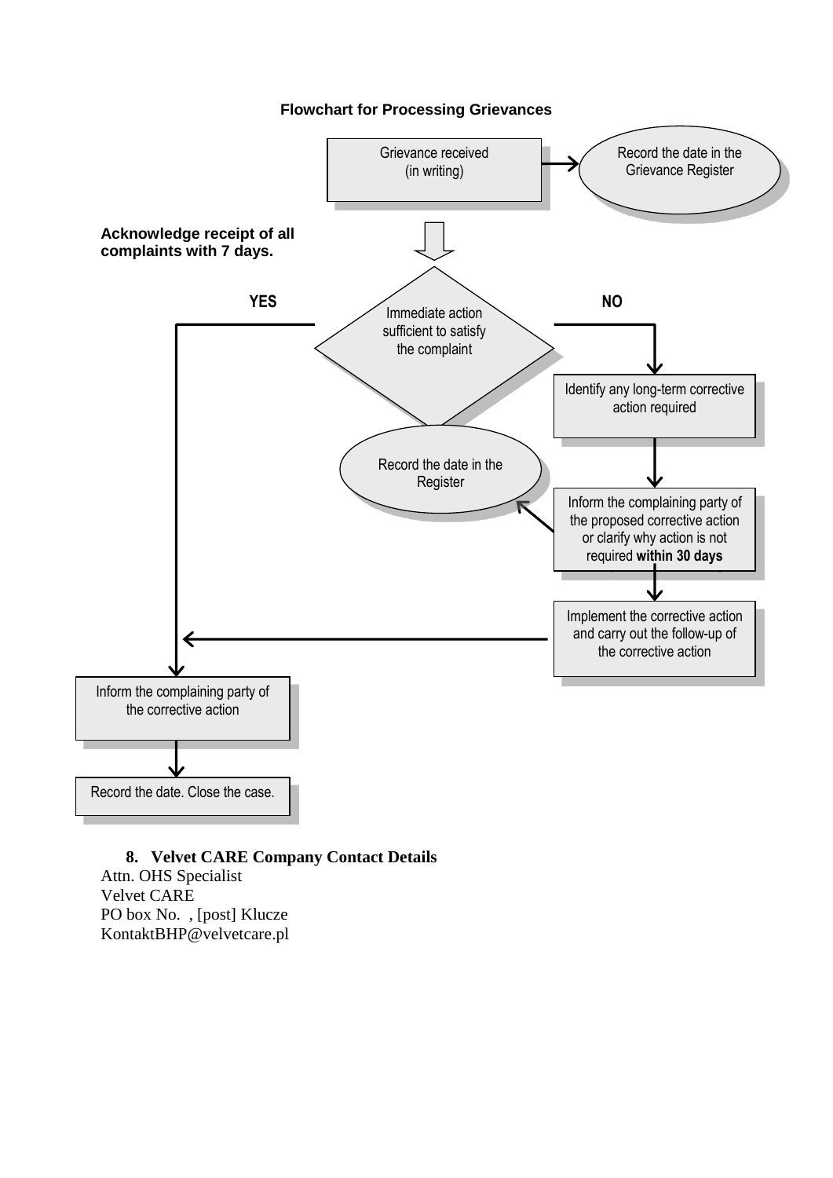**Flowchart for Processing Grievances**

Grievance received (in writing) → Record the date in the Grievance Register

**Acknowledge receipt of all complaints with 7 days.**

Immediate action sufficient to satisfy the complaint

**YES** → Inform the complaining party of the corrective action

**NO** → Identify any long-term corrective action required

Inform the complaining party of the proposed corrective action or clarify why action is not required **within 30 days** → Record the date in the Register

Implement the corrective action and carry out the follow-up of the corrective action → Inform the complaining party of the corrective action

Record the date. Close the case.

## 8. Velvet CARE Company Contact Details

Attn. OHS Specialist
Velvet CARE
PO box No. , [post] Klucze
KontaktBHP@velvetcare.pl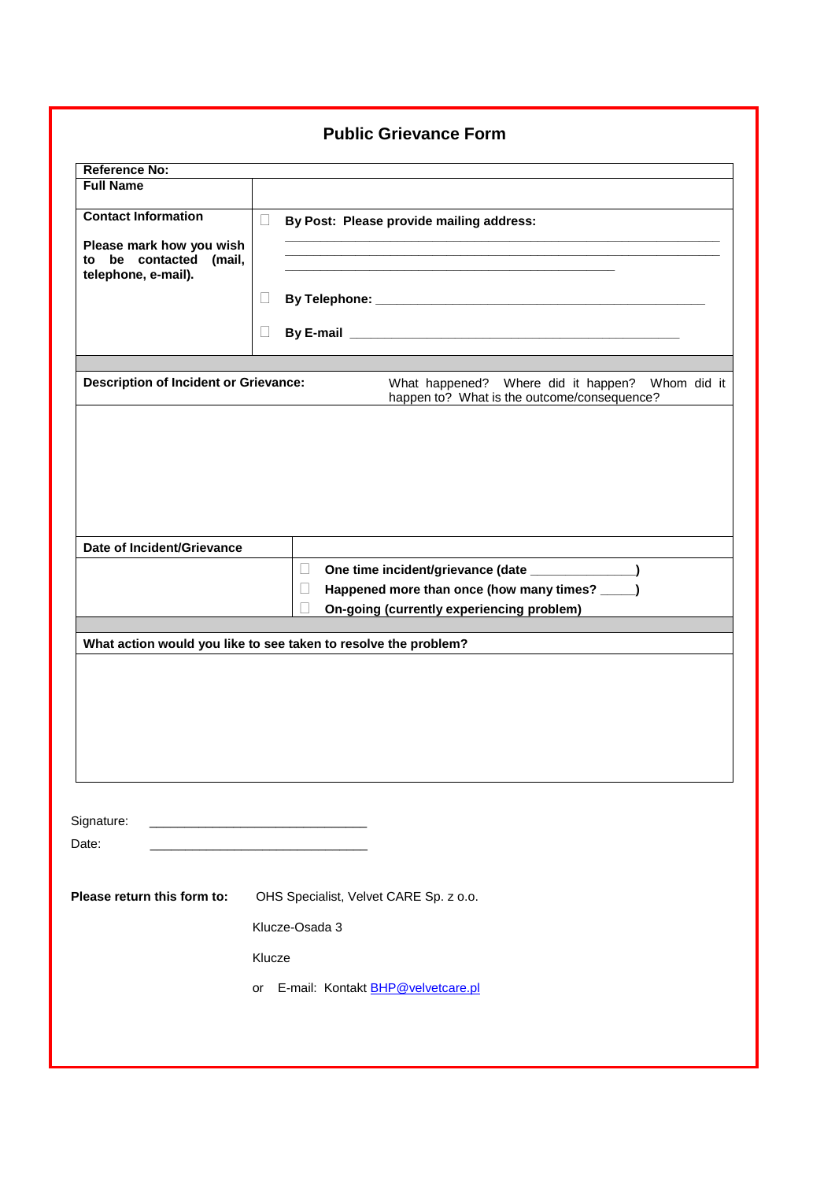# Public Grievance Form

| | |
|---|---|
| **Reference No:** | |
| **Full Name** | |
| **Contact Information**<br><br>**Please mark how you wish to be contacted (mail, telephone, e-mail).** | ☐ **By Post: Please provide mailing address:**<br>\_\_\_\_\_\_\_\_\_\_\_\_\_\_\_\_\_\_\_\_\_\_\_\_\_\_\_\_\_\_\_\_\_\_\_\_\_\_\_\_\_\_\_\_\_\_\_\_\_\_\_\_<br>\_\_\_\_\_\_\_\_\_\_\_\_\_\_\_\_\_\_\_\_\_\_\_\_\_\_\_\_\_\_\_\_\_\_\_\_\_\_\_\_\_\_\_\_\_\_\_\_\_\_\_\_<br>\_\_\_\_\_\_\_\_\_\_\_\_\_\_\_\_\_\_\_\_\_\_\_\_\_\_\_\_\_\_\_\_\_\_\_\_\_\_\_\_<br><br>☐ **By Telephone:** \_\_\_\_\_\_\_\_\_\_\_\_\_\_\_\_\_\_\_\_\_\_\_\_\_\_\_\_\_\_\_\_\_\_\_\_\_\_\_\_<br><br>☐ **By E-mail** \_\_\_\_\_\_\_\_\_\_\_\_\_\_\_\_\_\_\_\_\_\_\_\_\_\_\_\_\_\_\_\_\_\_\_\_\_\_\_\_ |
| **Description of Incident or Grievance:** | What happened? Where did it happen? Whom did it happen to? What is the outcome/consequence? |
| | |
| **Date of Incident/Grievance** | |
| | ☐ **One time incident/grievance (date \_\_\_\_\_\_\_\_\_\_\_\_\_\_\_)**<br>☐ **Happened more than once (how many times? \_\_\_\_\_)**<br>☐ **On-going (currently experiencing problem)** |
| **What action would you like to see taken to resolve the problem?** | |
| | |

Signature: \_\_\_\_\_\_\_\_\_\_\_\_\_\_\_\_\_\_\_\_\_\_\_\_\_\_\_\_\_\_

Date: \_\_\_\_\_\_\_\_\_\_\_\_\_\_\_\_\_\_\_\_\_\_\_\_\_\_\_\_\_\_

**Please return this form to:** OHS Specialist, Velvet CARE Sp. z o.o.

Klucze-Osada 3

Klucze

or E-mail: Kontakt BHP@velvetcare.pl